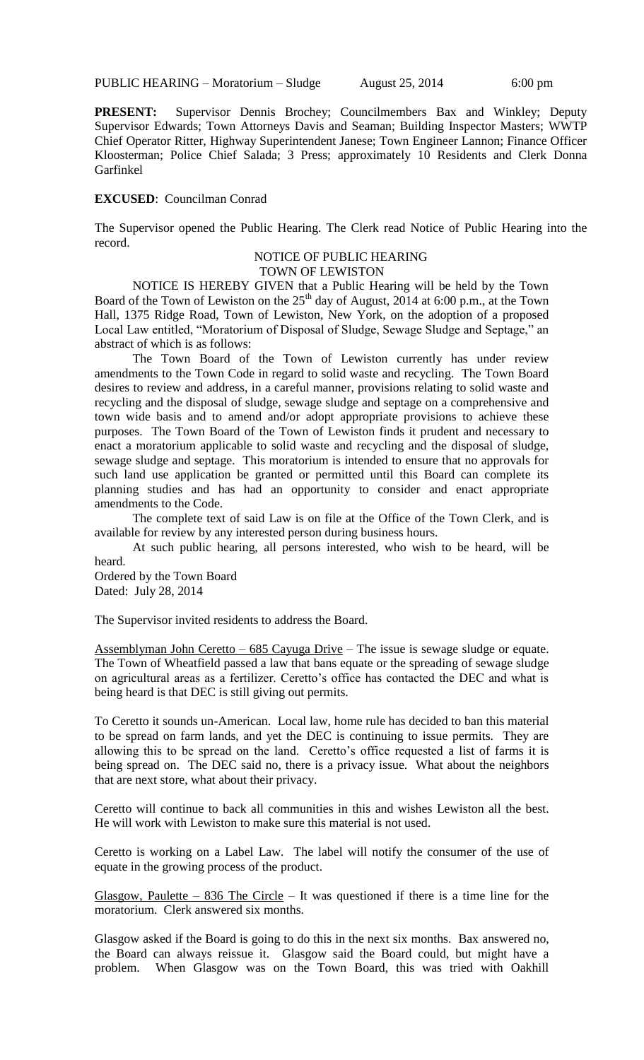PUBLIC HEARING – Moratorium – Sludge August 25, 2014 6:00 pm

**PRESENT:** Supervisor Dennis Brochey; Councilmembers Bax and Winkley; Deputy Supervisor Edwards; Town Attorneys Davis and Seaman; Building Inspector Masters; WWTP Chief Operator Ritter, Highway Superintendent Janese; Town Engineer Lannon; Finance Officer Kloosterman; Police Chief Salada; 3 Press; approximately 10 Residents and Clerk Donna Garfinkel

**EXCUSED**: Councilman Conrad

The Supervisor opened the Public Hearing. The Clerk read Notice of Public Hearing into the record.

NOTICE OF PUBLIC HEARING
TOWN OF LEWISTON

NOTICE IS HEREBY GIVEN that a Public Hearing will be held by the Town Board of the Town of Lewiston on the 25th day of August, 2014 at 6:00 p.m., at the Town Hall, 1375 Ridge Road, Town of Lewiston, New York, on the adoption of a proposed Local Law entitled, "Moratorium of Disposal of Sludge, Sewage Sludge and Septage," an abstract of which is as follows:

The Town Board of the Town of Lewiston currently has under review amendments to the Town Code in regard to solid waste and recycling. The Town Board desires to review and address, in a careful manner, provisions relating to solid waste and recycling and the disposal of sludge, sewage sludge and septage on a comprehensive and town wide basis and to amend and/or adopt appropriate provisions to achieve these purposes. The Town Board of the Town of Lewiston finds it prudent and necessary to enact a moratorium applicable to solid waste and recycling and the disposal of sludge, sewage sludge and septage. This moratorium is intended to ensure that no approvals for such land use application be granted or permitted until this Board can complete its planning studies and has had an opportunity to consider and enact appropriate amendments to the Code.

The complete text of said Law is on file at the Office of the Town Clerk, and is available for review by any interested person during business hours.

At such public hearing, all persons interested, who wish to be heard, will be heard.

Ordered by the Town Board
Dated: July 28, 2014

The Supervisor invited residents to address the Board.

Assemblyman John Ceretto – 685 Cayuga Drive – The issue is sewage sludge or equate. The Town of Wheatfield passed a law that bans equate or the spreading of sewage sludge on agricultural areas as a fertilizer. Ceretto's office has contacted the DEC and what is being heard is that DEC is still giving out permits.

To Ceretto it sounds un-American. Local law, home rule has decided to ban this material to be spread on farm lands, and yet the DEC is continuing to issue permits. They are allowing this to be spread on the land. Ceretto's office requested a list of farms it is being spread on. The DEC said no, there is a privacy issue. What about the neighbors that are next store, what about their privacy.

Ceretto will continue to back all communities in this and wishes Lewiston all the best. He will work with Lewiston to make sure this material is not used.

Ceretto is working on a Label Law. The label will notify the consumer of the use of equate in the growing process of the product.

Glasgow, Paulette – 836 The Circle – It was questioned if there is a time line for the moratorium. Clerk answered six months.

Glasgow asked if the Board is going to do this in the next six months. Bax answered no, the Board can always reissue it. Glasgow said the Board could, but might have a problem. When Glasgow was on the Town Board, this was tried with Oakhill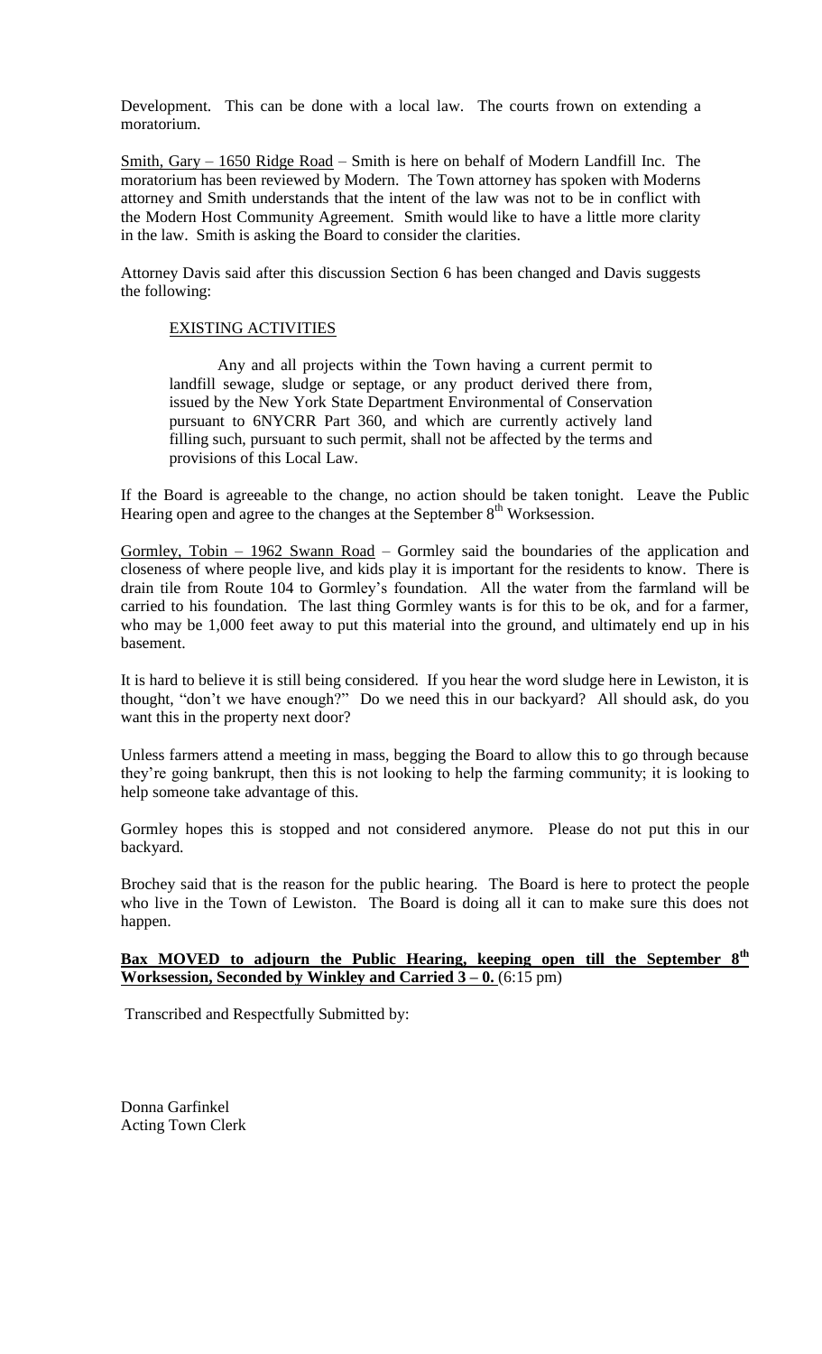Development. This can be done with a local law. The courts frown on extending a moratorium.

Smith, Gary – 1650 Ridge Road – Smith is here on behalf of Modern Landfill Inc. The moratorium has been reviewed by Modern. The Town attorney has spoken with Moderns attorney and Smith understands that the intent of the law was not to be in conflict with the Modern Host Community Agreement. Smith would like to have a little more clarity in the law. Smith is asking the Board to consider the clarities.

Attorney Davis said after this discussion Section 6 has been changed and Davis suggests the following:

EXISTING ACTIVITIES

Any and all projects within the Town having a current permit to landfill sewage, sludge or septage, or any product derived there from, issued by the New York State Department Environmental of Conservation pursuant to 6NYCRR Part 360, and which are currently actively land filling such, pursuant to such permit, shall not be affected by the terms and provisions of this Local Law.

If the Board is agreeable to the change, no action should be taken tonight. Leave the Public Hearing open and agree to the changes at the September 8th Worksession.

Gormley, Tobin – 1962 Swann Road – Gormley said the boundaries of the application and closeness of where people live, and kids play it is important for the residents to know. There is drain tile from Route 104 to Gormley's foundation. All the water from the farmland will be carried to his foundation. The last thing Gormley wants is for this to be ok, and for a farmer, who may be 1,000 feet away to put this material into the ground, and ultimately end up in his basement.

It is hard to believe it is still being considered. If you hear the word sludge here in Lewiston, it is thought, "don't we have enough?" Do we need this in our backyard? All should ask, do you want this in the property next door?

Unless farmers attend a meeting in mass, begging the Board to allow this to go through because they're going bankrupt, then this is not looking to help the farming community; it is looking to help someone take advantage of this.

Gormley hopes this is stopped and not considered anymore. Please do not put this in our backyard.

Brochey said that is the reason for the public hearing. The Board is here to protect the people who live in the Town of Lewiston. The Board is doing all it can to make sure this does not happen.

**Bax MOVED to adjourn the Public Hearing, keeping open till the September 8th Worksession, Seconded by Winkley and Carried 3 – 0.** (6:15 pm)

Transcribed and Respectfully Submitted by:

Donna Garfinkel
Acting Town Clerk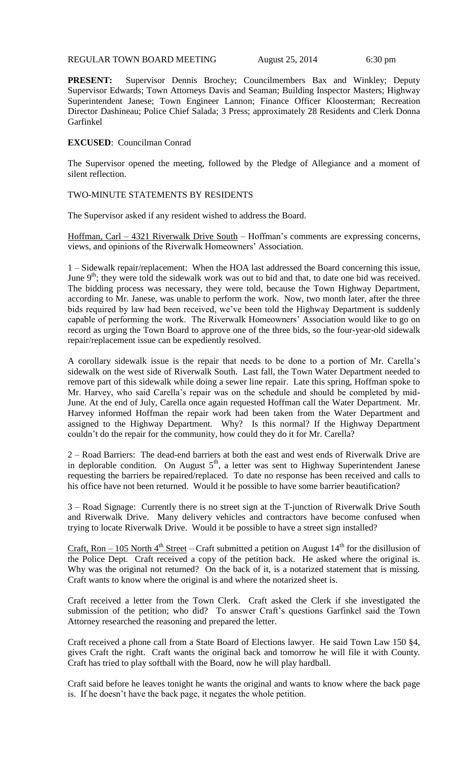REGULAR TOWN BOARD MEETING August 25, 2014 6:30 pm

**PRESENT:** Supervisor Dennis Brochey; Councilmembers Bax and Winkley; Deputy Supervisor Edwards; Town Attorneys Davis and Seaman; Building Inspector Masters; Highway Superintendent Janese; Town Engineer Lannon; Finance Officer Kloosterman; Recreation Director Dashineau; Police Chief Salada; 3 Press; approximately 28 Residents and Clerk Donna Garfinkel

**EXCUSED**: Councilman Conrad

The Supervisor opened the meeting, followed by the Pledge of Allegiance and a moment of silent reflection.

TWO-MINUTE STATEMENTS BY RESIDENTS

The Supervisor asked if any resident wished to address the Board.

Hoffman, Carl – 4321 Riverwalk Drive South – Hoffman's comments are expressing concerns, views, and opinions of the Riverwalk Homeowners' Association.

1 – Sidewalk repair/replacement: When the HOA last addressed the Board concerning this issue, June 9th; they were told the sidewalk work was out to bid and that, to date one bid was received. The bidding process was necessary, they were told, because the Town Highway Department, according to Mr. Janese, was unable to perform the work. Now, two month later, after the three bids required by law had been received, we've been told the Highway Department is suddenly capable of performing the work. The Riverwalk Homeowners' Association would like to go on record as urging the Town Board to approve one of the three bids, so the four-year-old sidewalk repair/replacement issue can be expediently resolved.

A corollary sidewalk issue is the repair that needs to be done to a portion of Mr. Carella's sidewalk on the west side of Riverwalk South. Last fall, the Town Water Department needed to remove part of this sidewalk while doing a sewer line repair. Late this spring, Hoffman spoke to Mr. Harvey, who said Carella's repair was on the schedule and should be completed by mid-June. At the end of July, Carella once again requested Hoffman call the Water Department. Mr. Harvey informed Hoffman the repair work had been taken from the Water Department and assigned to the Highway Department. Why? Is this normal? If the Highway Department couldn't do the repair for the community, how could they do it for Mr. Carella?

2 – Road Barriers: The dead-end barriers at both the east and west ends of Riverwalk Drive are in deplorable condition. On August 5th, a letter was sent to Highway Superintendent Janese requesting the barriers be repaired/replaced. To date no response has been received and calls to his office have not been returned. Would it be possible to have some barrier beautification?

3 – Road Signage: Currently there is no street sign at the T-junction of Riverwalk Drive South and Riverwalk Drive. Many delivery vehicles and contractors have become confused when trying to locate Riverwalk Drive. Would it be possible to have a street sign installed?

Craft, Ron – 105 North 4th Street – Craft submitted a petition on August 14th for the disillusion of the Police Dept. Craft received a copy of the petition back. He asked where the original is. Why was the original not returned? On the back of it, is a notarized statement that is missing. Craft wants to know where the original is and where the notarized sheet is.

Craft received a letter from the Town Clerk. Craft asked the Clerk if she investigated the submission of the petition; who did? To answer Craft's questions Garfinkel said the Town Attorney researched the reasoning and prepared the letter.

Craft received a phone call from a State Board of Elections lawyer. He said Town Law 150 §4, gives Craft the right. Craft wants the original back and tomorrow he will file it with County. Craft has tried to play softball with the Board, now he will play hardball.

Craft said before he leaves tonight he wants the original and wants to know where the back page is. If he doesn't have the back page, it negates the whole petition.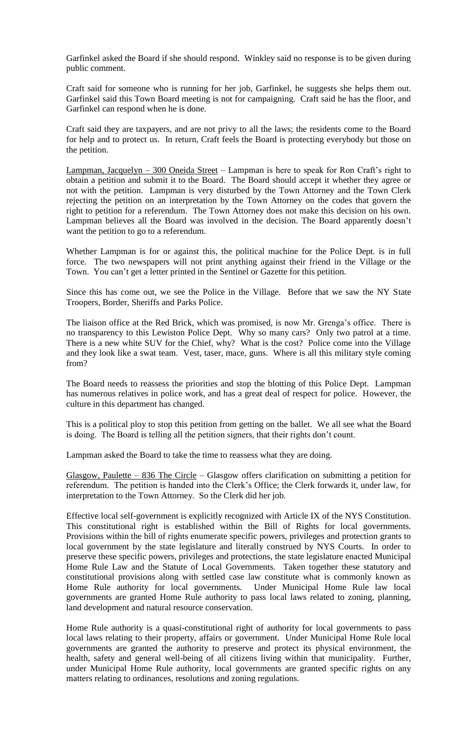Garfinkel asked the Board if she should respond. Winkley said no response is to be given during public comment.

Craft said for someone who is running for her job, Garfinkel, he suggests she helps them out. Garfinkel said this Town Board meeting is not for campaigning. Craft said he has the floor, and Garfinkel can respond when he is done.

Craft said they are taxpayers, and are not privy to all the laws; the residents come to the Board for help and to protect us. In return, Craft feels the Board is protecting everybody but those on the petition.

<u>Lampman, Jacquelyn – 300 Oneida Street</u> – Lampman is here to speak for Ron Craft's right to obtain a petition and submit it to the Board. The Board should accept it whether they agree or not with the petition. Lampman is very disturbed by the Town Attorney and the Town Clerk rejecting the petition on an interpretation by the Town Attorney on the codes that govern the right to petition for a referendum. The Town Attorney does not make this decision on his own. Lampman believes all the Board was involved in the decision. The Board apparently doesn't want the petition to go to a referendum.

Whether Lampman is for or against this, the political machine for the Police Dept. is in full force. The two newspapers will not print anything against their friend in the Village or the Town. You can't get a letter printed in the Sentinel or Gazette for this petition.

Since this has come out, we see the Police in the Village. Before that we saw the NY State Troopers, Border, Sheriffs and Parks Police.

The liaison office at the Red Brick, which was promised, is now Mr. Grenga's office. There is no transparency to this Lewiston Police Dept. Why so many cars? Only two patrol at a time. There is a new white SUV for the Chief, why? What is the cost? Police come into the Village and they look like a swat team. Vest, taser, mace, guns. Where is all this military style coming from?

The Board needs to reassess the priorities and stop the blotting of this Police Dept. Lampman has numerous relatives in police work, and has a great deal of respect for police. However, the culture in this department has changed.

This is a political ploy to stop this petition from getting on the ballet. We all see what the Board is doing. The Board is telling all the petition signers, that their rights don't count.

Lampman asked the Board to take the time to reassess what they are doing.

<u>Glasgow, Paulette – 836 The Circle</u> – Glasgow offers clarification on submitting a petition for referendum. The petition is handed into the Clerk's Office; the Clerk forwards it, under law, for interpretation to the Town Attorney. So the Clerk did her job.

Effective local self-government is explicitly recognized with Article IX of the NYS Constitution. This constitutional right is established within the Bill of Rights for local governments. Provisions within the bill of rights enumerate specific powers, privileges and protection grants to local government by the state legislature and literally construed by NYS Courts. In order to preserve these specific powers, privileges and protections, the state legislature enacted Municipal Home Rule Law and the Statute of Local Governments. Taken together these statutory and constitutional provisions along with settled case law constitute what is commonly known as Home Rule authority for local governments. Under Municipal Home Rule law local governments are granted Home Rule authority to pass local laws related to zoning, planning, land development and natural resource conservation.

Home Rule authority is a quasi-constitutional right of authority for local governments to pass local laws relating to their property, affairs or government. Under Municipal Home Rule local governments are granted the authority to preserve and protect its physical environment, the health, safety and general well-being of all citizens living within that municipality. Further, under Municipal Home Rule authority, local governments are granted specific rights on any matters relating to ordinances, resolutions and zoning regulations.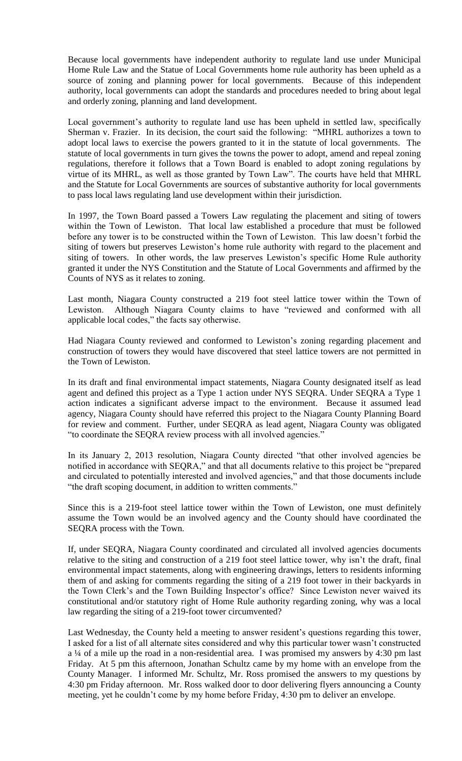Because local governments have independent authority to regulate land use under Municipal Home Rule Law and the Statue of Local Governments home rule authority has been upheld as a source of zoning and planning power for local governments. Because of this independent authority, local governments can adopt the standards and procedures needed to bring about legal and orderly zoning, planning and land development.

Local government's authority to regulate land use has been upheld in settled law, specifically Sherman v. Frazier. In its decision, the court said the following: "MHRL authorizes a town to adopt local laws to exercise the powers granted to it in the statute of local governments. The statute of local governments in turn gives the towns the power to adopt, amend and repeal zoning regulations, therefore it follows that a Town Board is enabled to adopt zoning regulations by virtue of its MHRL, as well as those granted by Town Law". The courts have held that MHRL and the Statute for Local Governments are sources of substantive authority for local governments to pass local laws regulating land use development within their jurisdiction.

In 1997, the Town Board passed a Towers Law regulating the placement and siting of towers within the Town of Lewiston. That local law established a procedure that must be followed before any tower is to be constructed within the Town of Lewiston. This law doesn't forbid the siting of towers but preserves Lewiston's home rule authority with regard to the placement and siting of towers. In other words, the law preserves Lewiston's specific Home Rule authority granted it under the NYS Constitution and the Statute of Local Governments and affirmed by the Counts of NYS as it relates to zoning.

Last month, Niagara County constructed a 219 foot steel lattice tower within the Town of Lewiston. Although Niagara County claims to have "reviewed and conformed with all applicable local codes," the facts say otherwise.

Had Niagara County reviewed and conformed to Lewiston's zoning regarding placement and construction of towers they would have discovered that steel lattice towers are not permitted in the Town of Lewiston.

In its draft and final environmental impact statements, Niagara County designated itself as lead agent and defined this project as a Type 1 action under NYS SEQRA. Under SEQRA a Type 1 action indicates a significant adverse impact to the environment. Because it assumed lead agency, Niagara County should have referred this project to the Niagara County Planning Board for review and comment. Further, under SEQRA as lead agent, Niagara County was obligated "to coordinate the SEQRA review process with all involved agencies."

In its January 2, 2013 resolution, Niagara County directed "that other involved agencies be notified in accordance with SEQRA," and that all documents relative to this project be "prepared and circulated to potentially interested and involved agencies," and that those documents include "the draft scoping document, in addition to written comments."

Since this is a 219-foot steel lattice tower within the Town of Lewiston, one must definitely assume the Town would be an involved agency and the County should have coordinated the SEQRA process with the Town.

If, under SEQRA, Niagara County coordinated and circulated all involved agencies documents relative to the siting and construction of a 219 foot steel lattice tower, why isn't the draft, final environmental impact statements, along with engineering drawings, letters to residents informing them of and asking for comments regarding the siting of a 219 foot tower in their backyards in the Town Clerk's and the Town Building Inspector's office? Since Lewiston never waived its constitutional and/or statutory right of Home Rule authority regarding zoning, why was a local law regarding the siting of a 219-foot tower circumvented?

Last Wednesday, the County held a meeting to answer resident's questions regarding this tower, I asked for a list of all alternate sites considered and why this particular tower wasn't constructed a ¼ of a mile up the road in a non-residential area. I was promised my answers by 4:30 pm last Friday. At 5 pm this afternoon, Jonathan Schultz came by my home with an envelope from the County Manager. I informed Mr. Schultz, Mr. Ross promised the answers to my questions by 4:30 pm Friday afternoon. Mr. Ross walked door to door delivering flyers announcing a County meeting, yet he couldn't come by my home before Friday, 4:30 pm to deliver an envelope.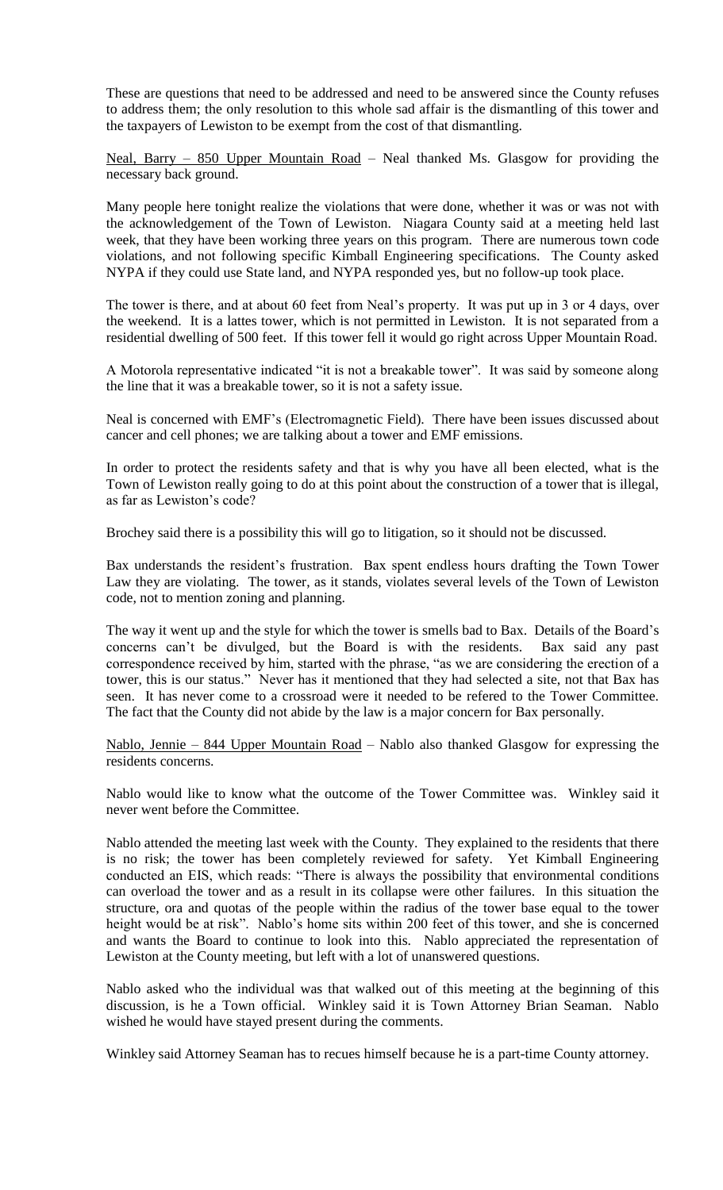These are questions that need to be addressed and need to be answered since the County refuses to address them; the only resolution to this whole sad affair is the dismantling of this tower and the taxpayers of Lewiston to be exempt from the cost of that dismantling.

Neal, Barry – 850 Upper Mountain Road – Neal thanked Ms. Glasgow for providing the necessary back ground.

Many people here tonight realize the violations that were done, whether it was or was not with the acknowledgement of the Town of Lewiston. Niagara County said at a meeting held last week, that they have been working three years on this program. There are numerous town code violations, and not following specific Kimball Engineering specifications. The County asked NYPA if they could use State land, and NYPA responded yes, but no follow-up took place.

The tower is there, and at about 60 feet from Neal's property. It was put up in 3 or 4 days, over the weekend. It is a lattes tower, which is not permitted in Lewiston. It is not separated from a residential dwelling of 500 feet. If this tower fell it would go right across Upper Mountain Road.

A Motorola representative indicated "it is not a breakable tower". It was said by someone along the line that it was a breakable tower, so it is not a safety issue.

Neal is concerned with EMF's (Electromagnetic Field). There have been issues discussed about cancer and cell phones; we are talking about a tower and EMF emissions.

In order to protect the residents safety and that is why you have all been elected, what is the Town of Lewiston really going to do at this point about the construction of a tower that is illegal, as far as Lewiston's code?

Brochey said there is a possibility this will go to litigation, so it should not be discussed.

Bax understands the resident's frustration. Bax spent endless hours drafting the Town Tower Law they are violating. The tower, as it stands, violates several levels of the Town of Lewiston code, not to mention zoning and planning.

The way it went up and the style for which the tower is smells bad to Bax. Details of the Board's concerns can't be divulged, but the Board is with the residents. Bax said any past correspondence received by him, started with the phrase, "as we are considering the erection of a tower, this is our status." Never has it mentioned that they had selected a site, not that Bax has seen. It has never come to a crossroad were it needed to be refered to the Tower Committee. The fact that the County did not abide by the law is a major concern for Bax personally.

Nablo, Jennie – 844 Upper Mountain Road – Nablo also thanked Glasgow for expressing the residents concerns.

Nablo would like to know what the outcome of the Tower Committee was. Winkley said it never went before the Committee.

Nablo attended the meeting last week with the County. They explained to the residents that there is no risk; the tower has been completely reviewed for safety. Yet Kimball Engineering conducted an EIS, which reads: "There is always the possibility that environmental conditions can overload the tower and as a result in its collapse were other failures. In this situation the structure, ora and quotas of the people within the radius of the tower base equal to the tower height would be at risk". Nablo's home sits within 200 feet of this tower, and she is concerned and wants the Board to continue to look into this. Nablo appreciated the representation of Lewiston at the County meeting, but left with a lot of unanswered questions.

Nablo asked who the individual was that walked out of this meeting at the beginning of this discussion, is he a Town official. Winkley said it is Town Attorney Brian Seaman. Nablo wished he would have stayed present during the comments.

Winkley said Attorney Seaman has to recues himself because he is a part-time County attorney.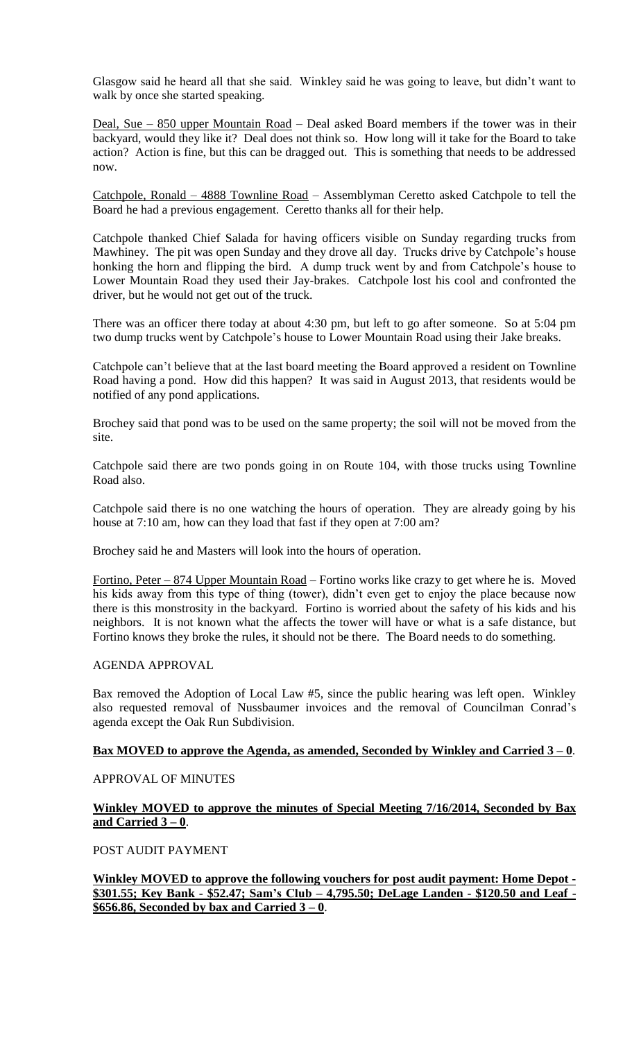Glasgow said he heard all that she said. Winkley said he was going to leave, but didn't want to walk by once she started speaking.

Deal, Sue – 850 upper Mountain Road – Deal asked Board members if the tower was in their backyard, would they like it? Deal does not think so. How long will it take for the Board to take action? Action is fine, but this can be dragged out. This is something that needs to be addressed now.

Catchpole, Ronald – 4888 Townline Road – Assemblyman Ceretto asked Catchpole to tell the Board he had a previous engagement. Ceretto thanks all for their help.

Catchpole thanked Chief Salada for having officers visible on Sunday regarding trucks from Mawhiney. The pit was open Sunday and they drove all day. Trucks drive by Catchpole's house honking the horn and flipping the bird. A dump truck went by and from Catchpole's house to Lower Mountain Road they used their Jay-brakes. Catchpole lost his cool and confronted the driver, but he would not get out of the truck.

There was an officer there today at about 4:30 pm, but left to go after someone. So at 5:04 pm two dump trucks went by Catchpole's house to Lower Mountain Road using their Jake breaks.

Catchpole can't believe that at the last board meeting the Board approved a resident on Townline Road having a pond. How did this happen? It was said in August 2013, that residents would be notified of any pond applications.

Brochey said that pond was to be used on the same property; the soil will not be moved from the site.

Catchpole said there are two ponds going in on Route 104, with those trucks using Townline Road also.

Catchpole said there is no one watching the hours of operation. They are already going by his house at 7:10 am, how can they load that fast if they open at 7:00 am?

Brochey said he and Masters will look into the hours of operation.

Fortino, Peter – 874 Upper Mountain Road – Fortino works like crazy to get where he is. Moved his kids away from this type of thing (tower), didn't even get to enjoy the place because now there is this monstrosity in the backyard. Fortino is worried about the safety of his kids and his neighbors. It is not known what the affects the tower will have or what is a safe distance, but Fortino knows they broke the rules, it should not be there. The Board needs to do something.

AGENDA APPROVAL

Bax removed the Adoption of Local Law #5, since the public hearing was left open. Winkley also requested removal of Nussbaumer invoices and the removal of Councilman Conrad's agenda except the Oak Run Subdivision.

**Bax MOVED to approve the Agenda, as amended, Seconded by Winkley and Carried 3 – 0**.

APPROVAL OF MINUTES

**Winkley MOVED to approve the minutes of Special Meeting 7/16/2014, Seconded by Bax and Carried 3 – 0**.

POST AUDIT PAYMENT

**Winkley MOVED to approve the following vouchers for post audit payment: Home Depot - $301.55; Key Bank - $52.47; Sam's Club – 4,795.50; DeLage Landen - $120.50 and Leaf - $656.86, Seconded by bax and Carried 3 – 0**.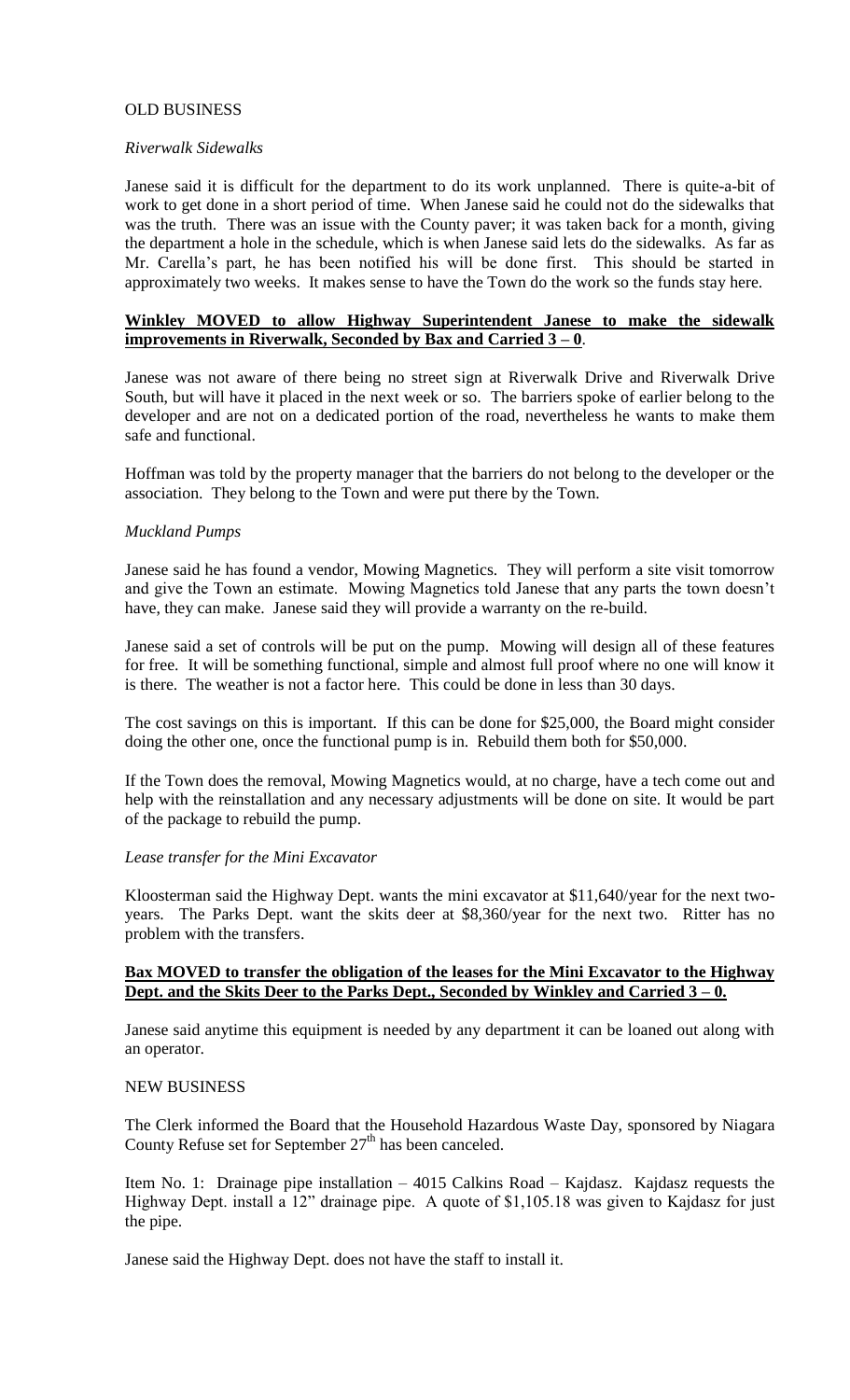OLD BUSINESS

*Riverwalk Sidewalks*

Janese said it is difficult for the department to do its work unplanned. There is quite-a-bit of work to get done in a short period of time. When Janese said he could not do the sidewalks that was the truth. There was an issue with the County paver; it was taken back for a month, giving the department a hole in the schedule, which is when Janese said lets do the sidewalks. As far as Mr. Carella's part, he has been notified his will be done first. This should be started in approximately two weeks. It makes sense to have the Town do the work so the funds stay here.

**Winkley MOVED to allow Highway Superintendent Janese to make the sidewalk improvements in Riverwalk, Seconded by Bax and Carried 3 – 0**.

Janese was not aware of there being no street sign at Riverwalk Drive and Riverwalk Drive South, but will have it placed in the next week or so. The barriers spoke of earlier belong to the developer and are not on a dedicated portion of the road, nevertheless he wants to make them safe and functional.

Hoffman was told by the property manager that the barriers do not belong to the developer or the association. They belong to the Town and were put there by the Town.

*Muckland Pumps*

Janese said he has found a vendor, Mowing Magnetics. They will perform a site visit tomorrow and give the Town an estimate. Mowing Magnetics told Janese that any parts the town doesn't have, they can make. Janese said they will provide a warranty on the re-build.

Janese said a set of controls will be put on the pump. Mowing will design all of these features for free. It will be something functional, simple and almost full proof where no one will know it is there. The weather is not a factor here. This could be done in less than 30 days.

The cost savings on this is important. If this can be done for $25,000, the Board might consider doing the other one, once the functional pump is in. Rebuild them both for $50,000.

If the Town does the removal, Mowing Magnetics would, at no charge, have a tech come out and help with the reinstallation and any necessary adjustments will be done on site. It would be part of the package to rebuild the pump.

*Lease transfer for the Mini Excavator*

Kloosterman said the Highway Dept. wants the mini excavator at $11,640/year for the next two-years. The Parks Dept. want the skits deer at $8,360/year for the next two. Ritter has no problem with the transfers.

**Bax MOVED to transfer the obligation of the leases for the Mini Excavator to the Highway Dept. and the Skits Deer to the Parks Dept., Seconded by Winkley and Carried 3 – 0.**

Janese said anytime this equipment is needed by any department it can be loaned out along with an operator.

NEW BUSINESS

The Clerk informed the Board that the Household Hazardous Waste Day, sponsored by Niagara County Refuse set for September 27th has been canceled.

Item No. 1: Drainage pipe installation – 4015 Calkins Road – Kajdasz. Kajdasz requests the Highway Dept. install a 12" drainage pipe. A quote of $1,105.18 was given to Kajdasz for just the pipe.

Janese said the Highway Dept. does not have the staff to install it.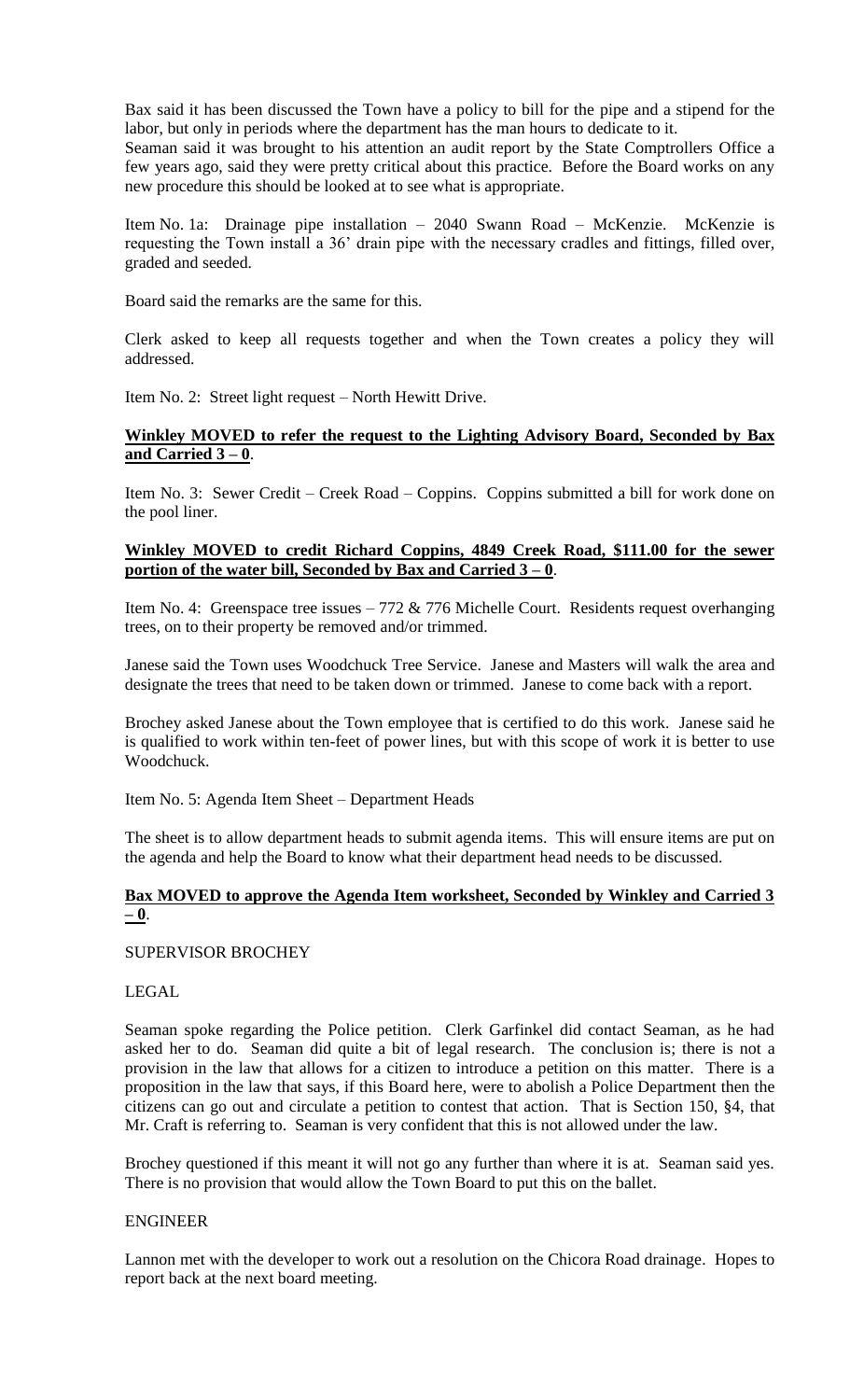Bax said it has been discussed the Town have a policy to bill for the pipe and a stipend for the labor, but only in periods where the department has the man hours to dedicate to it.
Seaman said it was brought to his attention an audit report by the State Comptrollers Office a few years ago, said they were pretty critical about this practice. Before the Board works on any new procedure this should be looked at to see what is appropriate.

Item No. 1a: Drainage pipe installation – 2040 Swann Road – McKenzie. McKenzie is requesting the Town install a 36' drain pipe with the necessary cradles and fittings, filled over, graded and seeded.

Board said the remarks are the same for this.

Clerk asked to keep all requests together and when the Town creates a policy they will addressed.

Item No. 2: Street light request – North Hewitt Drive.

**Winkley MOVED to refer the request to the Lighting Advisory Board, Seconded by Bax and Carried 3 – 0**.

Item No. 3: Sewer Credit – Creek Road – Coppins. Coppins submitted a bill for work done on the pool liner.

**Winkley MOVED to credit Richard Coppins, 4849 Creek Road, $111.00 for the sewer portion of the water bill, Seconded by Bax and Carried 3 – 0**.

Item No. 4: Greenspace tree issues – 772 & 776 Michelle Court. Residents request overhanging trees, on to their property be removed and/or trimmed.

Janese said the Town uses Woodchuck Tree Service. Janese and Masters will walk the area and designate the trees that need to be taken down or trimmed. Janese to come back with a report.

Brochey asked Janese about the Town employee that is certified to do this work. Janese said he is qualified to work within ten-feet of power lines, but with this scope of work it is better to use Woodchuck.

Item No. 5: Agenda Item Sheet – Department Heads

The sheet is to allow department heads to submit agenda items. This will ensure items are put on the agenda and help the Board to know what their department head needs to be discussed.

**Bax MOVED to approve the Agenda Item worksheet, Seconded by Winkley and Carried 3 – 0**.

SUPERVISOR BROCHEY

LEGAL

Seaman spoke regarding the Police petition. Clerk Garfinkel did contact Seaman, as he had asked her to do. Seaman did quite a bit of legal research. The conclusion is; there is not a provision in the law that allows for a citizen to introduce a petition on this matter. There is a proposition in the law that says, if this Board here, were to abolish a Police Department then the citizens can go out and circulate a petition to contest that action. That is Section 150, §4, that Mr. Craft is referring to. Seaman is very confident that this is not allowed under the law.

Brochey questioned if this meant it will not go any further than where it is at. Seaman said yes. There is no provision that would allow the Town Board to put this on the ballet.

ENGINEER

Lannon met with the developer to work out a resolution on the Chicora Road drainage. Hopes to report back at the next board meeting.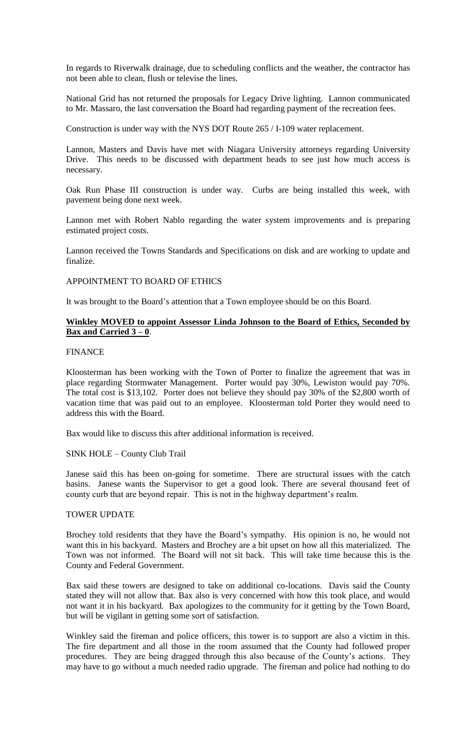In regards to Riverwalk drainage, due to scheduling conflicts and the weather, the contractor has not been able to clean, flush or televise the lines.

National Grid has not returned the proposals for Legacy Drive lighting. Lannon communicated to Mr. Massaro, the last conversation the Board had regarding payment of the recreation fees.

Construction is under way with the NYS DOT Route 265 / I-109 water replacement.

Lannon, Masters and Davis have met with Niagara University attorneys regarding University Drive. This needs to be discussed with department heads to see just how much access is necessary.

Oak Run Phase III construction is under way. Curbs are being installed this week, with pavement being done next week.

Lannon met with Robert Nablo regarding the water system improvements and is preparing estimated project costs.

Lannon received the Towns Standards and Specifications on disk and are working to update and finalize.

APPOINTMENT TO BOARD OF ETHICS

It was brought to the Board's attention that a Town employee should be on this Board.

**Winkley MOVED to appoint Assessor Linda Johnson to the Board of Ethics, Seconded by Bax and Carried 3 – 0**.

FINANCE

Kloosterman has been working with the Town of Porter to finalize the agreement that was in place regarding Stormwater Management. Porter would pay 30%, Lewiston would pay 70%. The total cost is $13,102. Porter does not believe they should pay 30% of the $2,800 worth of vacation time that was paid out to an employee. Kloosterman told Porter they would need to address this with the Board.

Bax would like to discuss this after additional information is received.

SINK HOLE – County Club Trail

Janese said this has been on-going for sometime. There are structural issues with the catch basins. Janese wants the Supervisor to get a good look. There are several thousand feet of county curb that are beyond repair. This is not in the highway department's realm.

TOWER UPDATE

Brochey told residents that they have the Board's sympathy. His opinion is no, he would not want this in his backyard. Masters and Brochey are a bit upset on how all this materialized. The Town was not informed. The Board will not sit back. This will take time because this is the County and Federal Government.

Bax said these towers are designed to take on additional co-locations. Davis said the County stated they will not allow that. Bax also is very concerned with how this took place, and would not want it in his backyard. Bax apologizes to the community for it getting by the Town Board, but will be vigilant in getting some sort of satisfaction.

Winkley said the fireman and police officers, this tower is to support are also a victim in this. The fire department and all those in the room assumed that the County had followed proper procedures. They are being dragged through this also because of the County's actions. They may have to go without a much needed radio upgrade. The fireman and police had nothing to do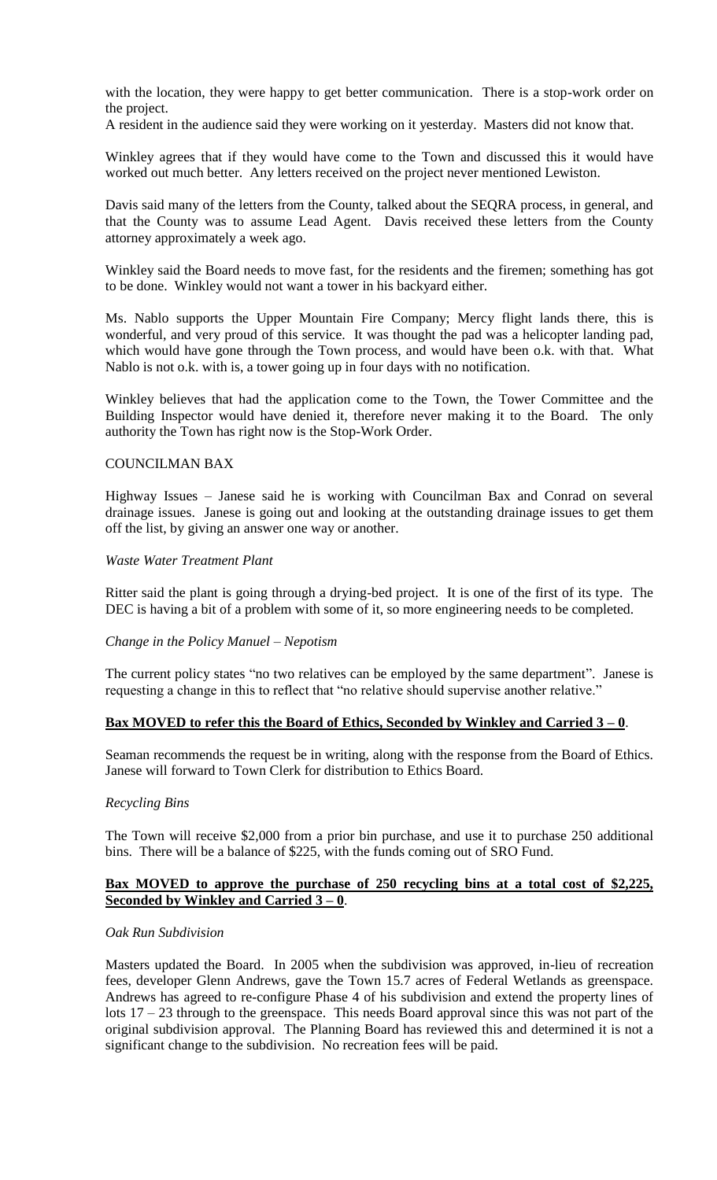with the location, they were happy to get better communication. There is a stop-work order on the project.

A resident in the audience said they were working on it yesterday. Masters did not know that.

Winkley agrees that if they would have come to the Town and discussed this it would have worked out much better. Any letters received on the project never mentioned Lewiston.

Davis said many of the letters from the County, talked about the SEQRA process, in general, and that the County was to assume Lead Agent. Davis received these letters from the County attorney approximately a week ago.

Winkley said the Board needs to move fast, for the residents and the firemen; something has got to be done. Winkley would not want a tower in his backyard either.

Ms. Nablo supports the Upper Mountain Fire Company; Mercy flight lands there, this is wonderful, and very proud of this service. It was thought the pad was a helicopter landing pad, which would have gone through the Town process, and would have been o.k. with that. What Nablo is not o.k. with is, a tower going up in four days with no notification.

Winkley believes that had the application come to the Town, the Tower Committee and the Building Inspector would have denied it, therefore never making it to the Board. The only authority the Town has right now is the Stop-Work Order.

## COUNCILMAN BAX

Highway Issues – Janese said he is working with Councilman Bax and Conrad on several drainage issues. Janese is going out and looking at the outstanding drainage issues to get them off the list, by giving an answer one way or another.

*Waste Water Treatment Plant*

Ritter said the plant is going through a drying-bed project. It is one of the first of its type. The DEC is having a bit of a problem with some of it, so more engineering needs to be completed.

*Change in the Policy Manuel – Nepotism*

The current policy states "no two relatives can be employed by the same department". Janese is requesting a change in this to reflect that "no relative should supervise another relative."

**Bax MOVED to refer this the Board of Ethics, Seconded by Winkley and Carried 3 – 0**.

Seaman recommends the request be in writing, along with the response from the Board of Ethics. Janese will forward to Town Clerk for distribution to Ethics Board.

*Recycling Bins*

The Town will receive $2,000 from a prior bin purchase, and use it to purchase 250 additional bins. There will be a balance of $225, with the funds coming out of SRO Fund.

**Bax MOVED to approve the purchase of 250 recycling bins at a total cost of $2,225, Seconded by Winkley and Carried 3 – 0**.

*Oak Run Subdivision*

Masters updated the Board. In 2005 when the subdivision was approved, in-lieu of recreation fees, developer Glenn Andrews, gave the Town 15.7 acres of Federal Wetlands as greenspace. Andrews has agreed to re-configure Phase 4 of his subdivision and extend the property lines of lots 17 – 23 through to the greenspace. This needs Board approval since this was not part of the original subdivision approval. The Planning Board has reviewed this and determined it is not a significant change to the subdivision. No recreation fees will be paid.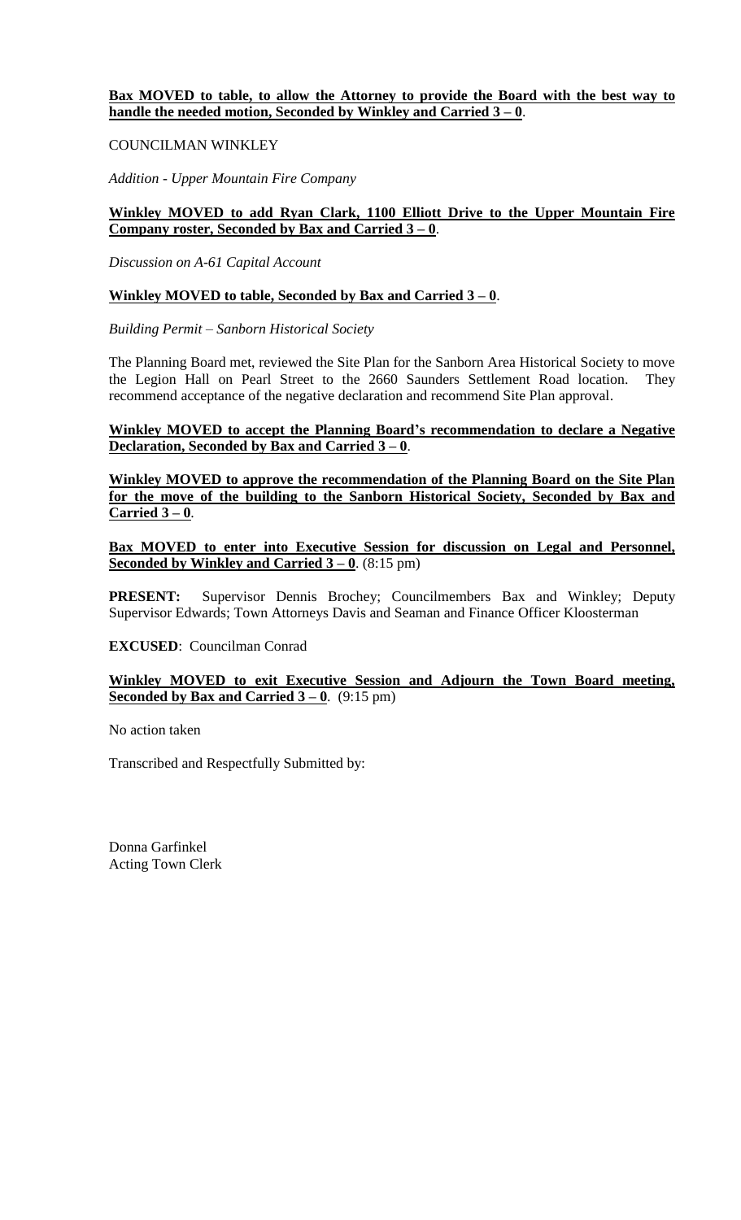**Bax MOVED to table, to allow the Attorney to provide the Board with the best way to handle the needed motion, Seconded by Winkley and Carried 3 – 0**.

COUNCILMAN WINKLEY

*Addition - Upper Mountain Fire Company*

**Winkley MOVED to add Ryan Clark, 1100 Elliott Drive to the Upper Mountain Fire Company roster, Seconded by Bax and Carried 3 – 0**.

*Discussion on A-61 Capital Account*

**Winkley MOVED to table, Seconded by Bax and Carried 3 – 0**.

*Building Permit – Sanborn Historical Society*

The Planning Board met, reviewed the Site Plan for the Sanborn Area Historical Society to move the Legion Hall on Pearl Street to the 2660 Saunders Settlement Road location. They recommend acceptance of the negative declaration and recommend Site Plan approval.

**Winkley MOVED to accept the Planning Board's recommendation to declare a Negative Declaration, Seconded by Bax and Carried 3 – 0**.

**Winkley MOVED to approve the recommendation of the Planning Board on the Site Plan for the move of the building to the Sanborn Historical Society, Seconded by Bax and Carried 3 – 0**.

**Bax MOVED to enter into Executive Session for discussion on Legal and Personnel, Seconded by Winkley and Carried 3 – 0**. (8:15 pm)

**PRESENT:** Supervisor Dennis Brochey; Councilmembers Bax and Winkley; Deputy Supervisor Edwards; Town Attorneys Davis and Seaman and Finance Officer Kloosterman

**EXCUSED**: Councilman Conrad

**Winkley MOVED to exit Executive Session and Adjourn the Town Board meeting, Seconded by Bax and Carried 3 – 0**. (9:15 pm)

No action taken

Transcribed and Respectfully Submitted by:

Donna Garfinkel
Acting Town Clerk